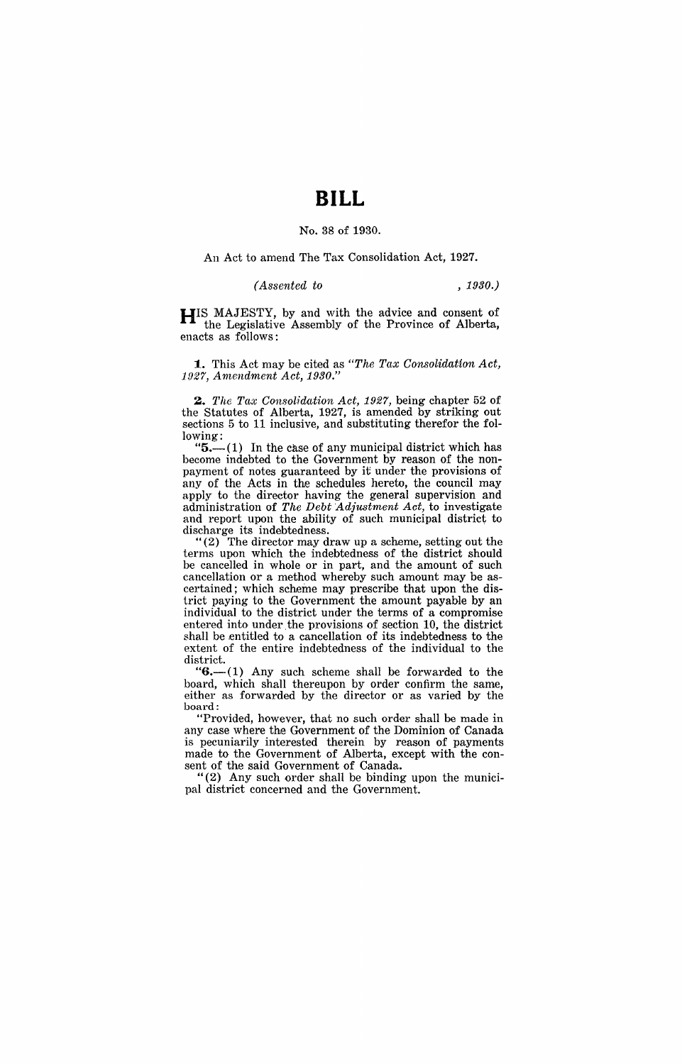# BILL

No. 38 of 1930.

An Act to amend The Tax Consolidation Act, 1927.

*(Assented to , 1930.)*

HIS MAJESTY, by and with the advice and consent of the Legislative Assembly of the Province of Alberta, enacts as follows:

**1.** This Act may be cited as *"The Tax Consolidation Act, 1927, Amendment Act, 1930."*

**2.** *The Tax Consolidation Act, 1927,* being chapter 52 of the Statutes of Alberta, 1927, is amended by striking out sections 5 to 11 inclusive, and substituting therefor the following:

"**5.**—(1) In the case of any municipal district which has become indebted to the Government by reason of the non-payment of notes guaranteed by it under the provisions of any of the Acts in the schedules hereto, the council may apply to the director having the general supervision and administration of *The Debt Adjustment Act,* to investigate and report upon the ability of such municipal district to discharge its indebtedness.

"(2) The director may draw up a scheme, setting out the terms upon which the indebtedness of the district should be cancelled in whole or in part, and the amount of such cancellation or a method whereby such amount may be ascertained; which scheme may prescribe that upon the district paying to the Government the amount payable by an individual to the district under the terms of a compromise entered into under the provisions of section 10, the district shall be entitled to a cancellation of its indebtedness to the extent of the entire indebtedness of the individual to the district.

"**6.**—(1) Any such scheme shall be forwarded to the board, which shall thereupon by order confirm the same, either as forwarded by the director or as varied by the board:

"Provided, however, that no such order shall be made in any case where the Government of the Dominion of Canada is pecuniarily interested therein by reason of payments made to the Government of Alberta, except with the consent of the said Government of Canada.

"(2) Any such order shall be binding upon the municipal district concerned and the Government.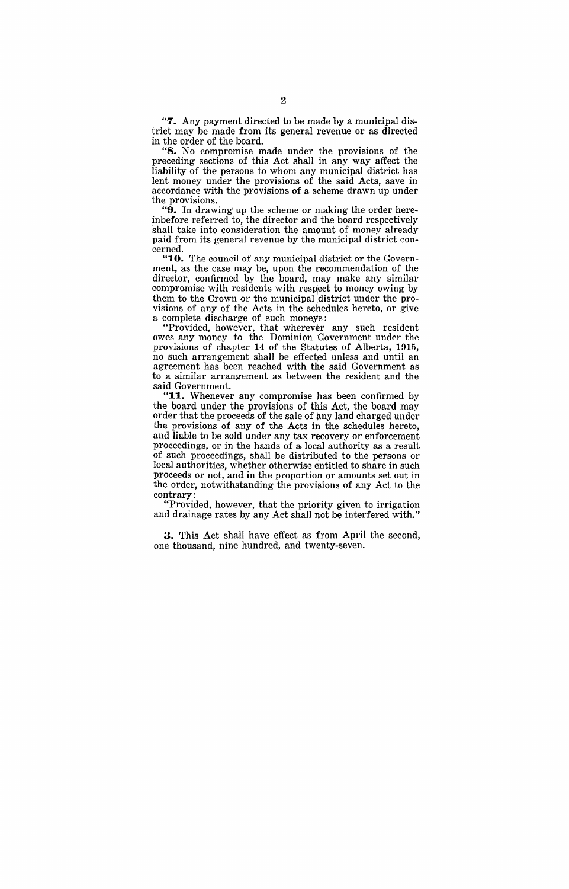"**7.** Any payment directed to be made by a municipal district may be made from its general revenue or as directed in the order of the board.

"**8.** No compromise made under the provisions of the preceding sections of this Act shall in any way affect the liability of the persons to whom any municipal district has lent money under the provisions of the said Acts, save in accordance with the provisions of a scheme drawn up under the provisions.

"**9.** In drawing up the scheme or making the order hereinbefore referred to, the director and the board respectively shall take into consideration the amount of money already paid from its general revenue by the municipal district concerned.

"**10.** The council of any municipal district or the Government, as the case may be, upon the recommendation of the director, confirmed by the board, may make any similar compromise with residents with respect to money owing by them to the Crown or the municipal district under the provisions of any of the Acts in the schedules hereto, or give a complete discharge of such moneys:

"Provided, however, that wherever any such resident owes any money to the Dominion Government under the provisions of chapter 14 of the Statutes of Alberta, 1915, no such arrangement shall be effected unless and until an agreement has been reached with the said Government as to a similar arrangement as between the resident and the said Government.

"**11.** Whenever any compromise has been confirmed by the board under the provisions of this Act, the board may order that the proceeds of the sale of any land charged under the provisions of any of the Acts in the schedules hereto, and liable to be sold under any tax recovery or enforcement proceedings, or in the hands of a local authority as a result of such proceedings, shall be distributed to the persons or local authorities, whether otherwise entitled to share in such proceeds or not, and in the proportion or amounts set out in the order, notwithstanding the provisions of any Act to the contrary:

"Provided, however, that the priority given to irrigation and drainage rates by any Act shall not be interfered with."

**3.** This Act shall have effect as from April the second, one thousand, nine hundred, and twenty-seven.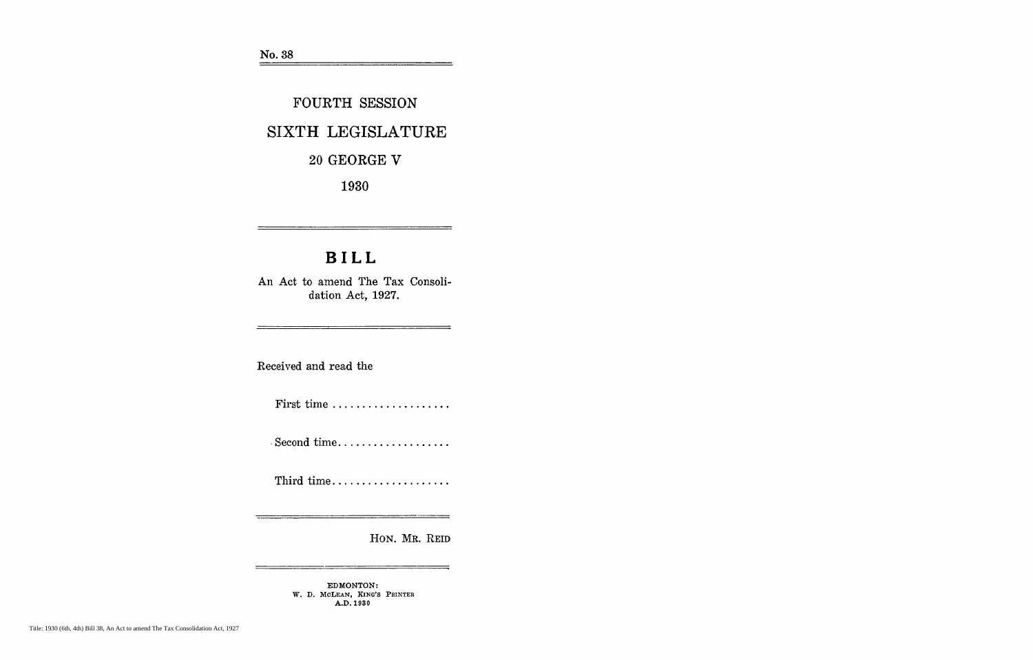No. 38

# FOURTH SESSION

# SIXTH LEGISLATURE

## 20 GEORGE V

## 1930

# BILL

An Act to amend The Tax Consolidation Act, 1927.

Received and read the

First time ....................

Second time...................

Third time....................

HON. MR. REID

EDMONTON:
W. D. McLEAN, KING'S PRINTER
A.D. 1930

Title: 1930 (6th, 4th) Bill 38, An Act to amend The Tax Consolidation Act, 1927